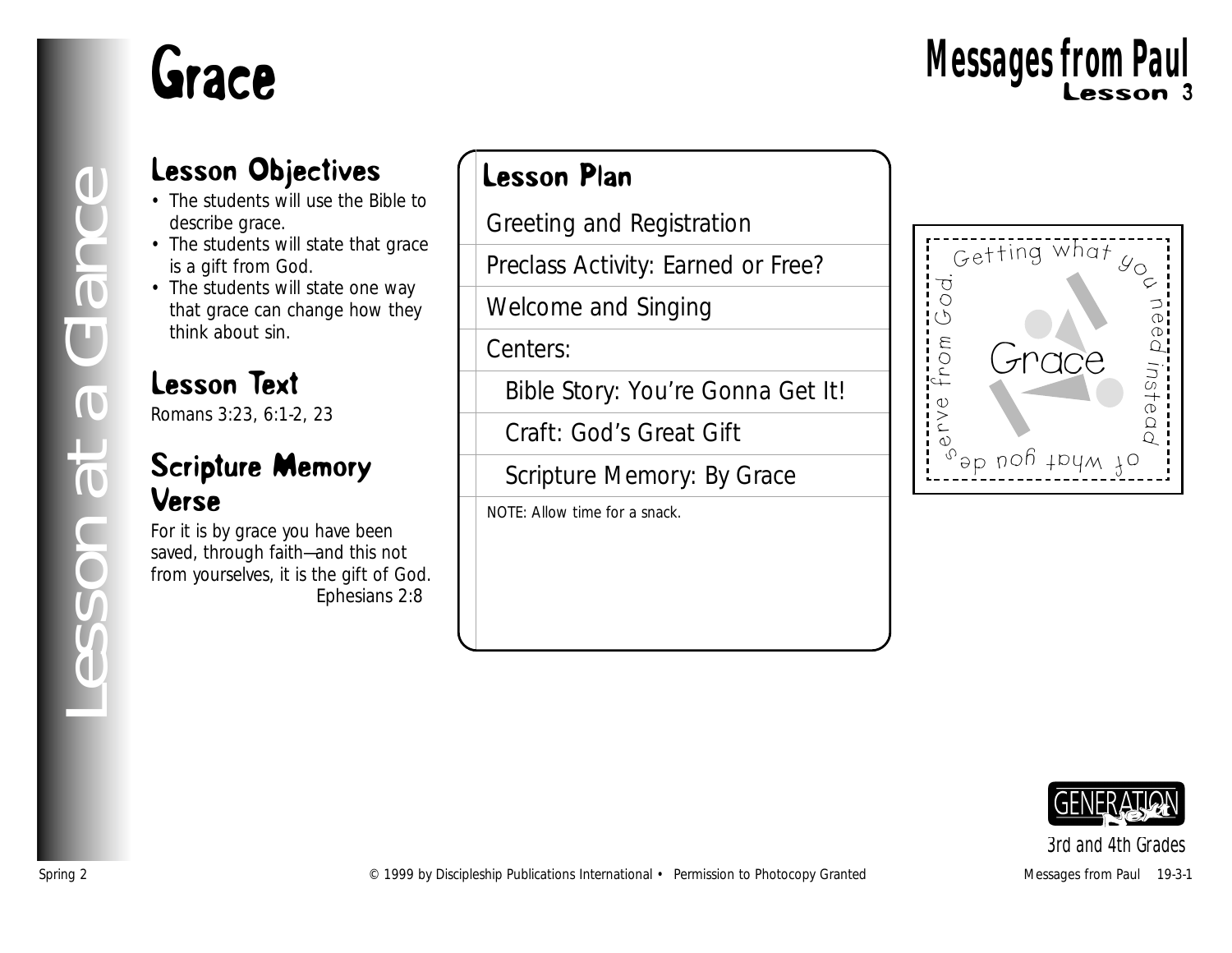# Grace

## Messages from Paul
### Lesson 3

Lesson at a Glance

## Lesson Objectives

- The students will use the Bible to describe grace.
- The students will state that grace is a gift from God.
- The students will state one way that grace can change how they think about sin.

## Lesson Text

*Romans 3:23, 6:1-2, 23*

## Scripture Memory Verse

For it is by grace you have been saved, through faith—and this not from yourselves, it is the gift of God.
Ephesians 2:8

## Lesson Plan

Greeting and Registration

Preclass Activity: Earned or Free?

Welcome and Singing

Centers:

- Bible Story: You're Gonna Get It!
- Craft: God's Great Gift
- Scripture Memory: By Grace

*NOTE: Allow time for a snack.*

Grace

Getting what you need instead of what you deserve from God.

GENERATION Next

3rd and 4th Grades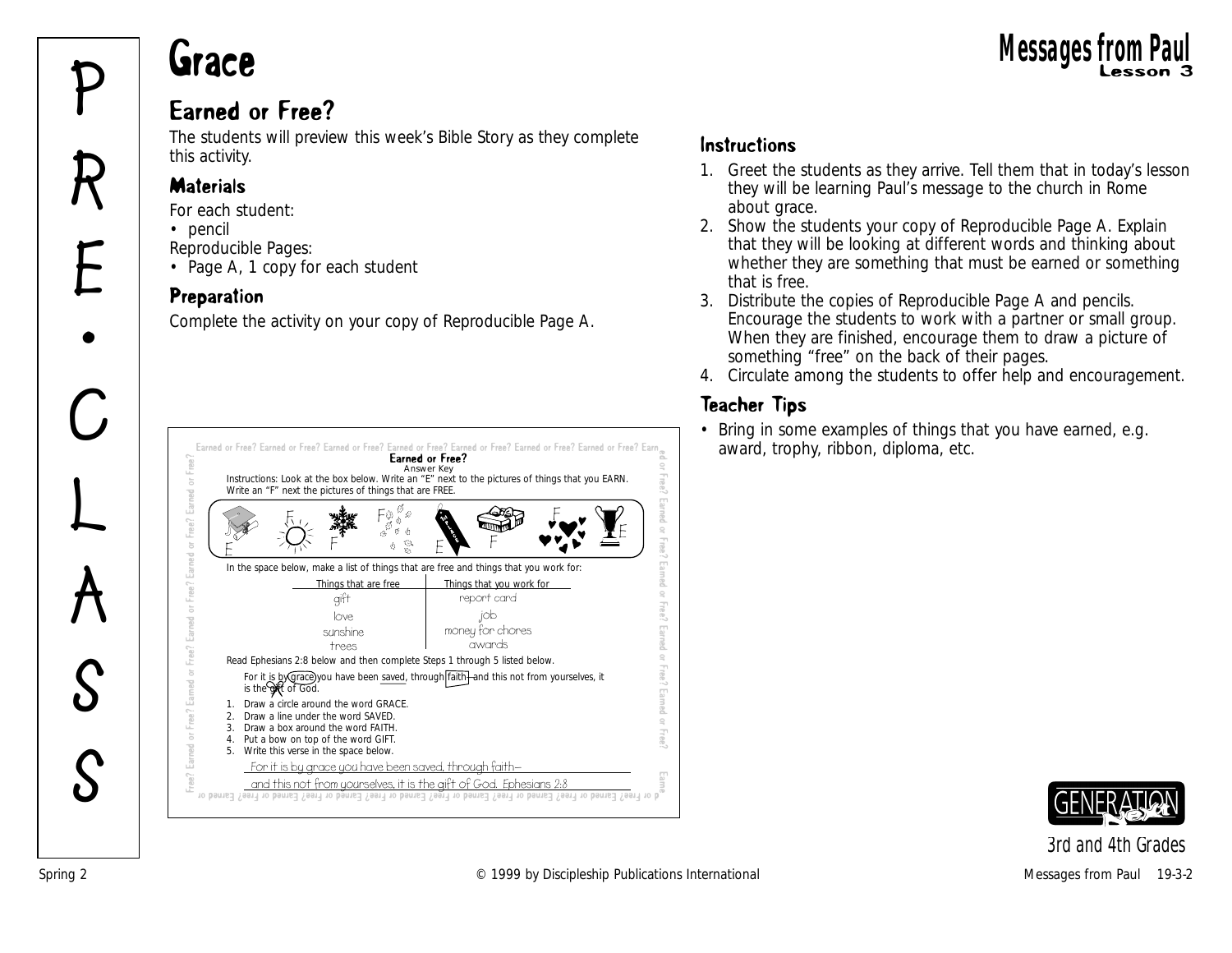# Grace

## Messages from Paul
Lesson 3

## Earned or Free?

The students will preview this week's Bible Story as they complete this activity.

### Materials

For each student:
- pencil

Reproducible Pages:
- Page A, 1 copy for each student

### Preparation

Complete the activity on your copy of Reproducible Page A.

### Instructions

1. Greet the students as they arrive. Tell them that in today's lesson they will be learning Paul's message to the church in Rome about grace.
2. Show the students your copy of Reproducible Page A. Explain that they will be looking at different words and thinking about whether they are something that must be earned or something that is free.
3. Distribute the copies of Reproducible Page A and pencils. Encourage the students to work with a partner or small group. When they are finished, encourage them to draw a picture of something "free" on the back of their pages.
4. Circulate among the students to offer help and encouragement.

### Teacher Tips

- Bring in some examples of things that you have earned, e.g. award, trophy, ribbon, diploma, etc.

---

**Earned or Free?**
Answer Key

Instructions: Look at the box below. Write an "E" next to the pictures of things that you EARN. Write an "F" next the pictures of things that are FREE.

E F F F E F F E

In the space below, make a list of things that are free and things that you work for:

| Things that are free | Things that you work for |
|---|---|
| gift | report card |
| love | job |
| sunshine | money for chores |
| trees | awards |

Read Ephesians 2:8 below and then complete Steps 1 through 5 listed below.

For it is by grace you have been saved, through faith—and this not from yourselves, it is the gift of God.

1. Draw a circle around the word GRACE.
2. Draw a line under the word SAVED.
3. Draw a box around the word FAITH.
4. Put a bow on top of the word GIFT.
5. Write this verse in the space below.

For it is by grace you have been saved, through faith— and this not from yourselves, it is the gift of God. Ephesians 2:8

3rd and 4th Grades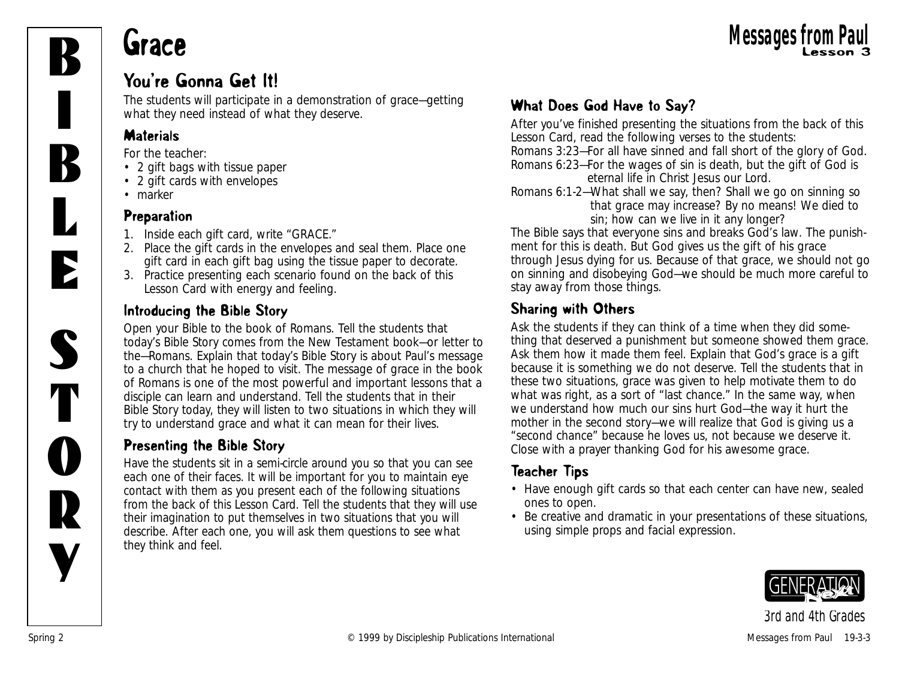# Grace

## You're Gonna Get It!

The students will participate in a demonstration of grace—getting what they need instead of what they deserve.

### Materials

For the teacher:

- 2 gift bags with tissue paper
- 2 gift cards with envelopes
- marker

### Preparation

1. Inside each gift card, write "GRACE."
2. Place the gift cards in the envelopes and seal them. Place one gift card in each gift bag using the tissue paper to decorate.
3. Practice presenting each scenario found on the back of this Lesson Card with energy and feeling.

### Introducing the Bible Story

Open your Bible to the book of Romans. Tell the students that today's Bible Story comes from the New Testament book—or letter to the—Romans. Explain that today's Bible Story is about Paul's message to a church that he hoped to visit. The message of grace in the book of Romans is one of the most powerful and important lessons that a disciple can learn and understand. Tell the students that in their Bible Story today, they will listen to two situations in which they will try to understand grace and what it can mean for their lives.

### Presenting the Bible Story

Have the students sit in a semi-circle around you so that you can see each one of their faces. It will be important for you to maintain eye contact with them as you present each of the following situations from the back of this Lesson Card. Tell the students that they will use their imagination to put themselves in two situations that you will describe. After each one, you will ask them questions to see what they think and feel.

### What Does God Have to Say?

After you've finished presenting the situations from the back of this Lesson Card, read the following verses to the students:

Romans 3:23—For all have sinned and fall short of the glory of God.

Romans 6:23—For the wages of sin is death, but the gift of God is eternal life in Christ Jesus our Lord.

Romans 6:1-2—What shall we say, then? Shall we go on sinning so that grace may increase? By no means! We died to sin; how can we live in it any longer?

The Bible says that everyone sins and breaks God's law. The punishment for this is death. But God gives us the gift of his grace through Jesus dying for us. Because of that grace, we should not go on sinning and disobeying God—we should be much more careful to stay away from those things.

### Sharing with Others

Ask the students if they can think of a time when they did something that deserved a punishment but someone showed them grace. Ask them how it made them feel. Explain that God's grace is a gift because it is something we do not deserve. Tell the students that in these two situations, grace was given to help motivate them to do what was right, as a sort of "last chance." In the same way, when we understand how much our sins hurt God—the way it hurt the mother in the second story—we will realize that God is giving us a "second chance" because he loves us, not because we deserve it. Close with a prayer thanking God for his awesome grace.

### Teacher Tips

- Have enough gift cards so that each center can have new, sealed ones to open.
- Be creative and dramatic in your presentations of these situations, using simple props and facial expression.

3rd and 4th Grades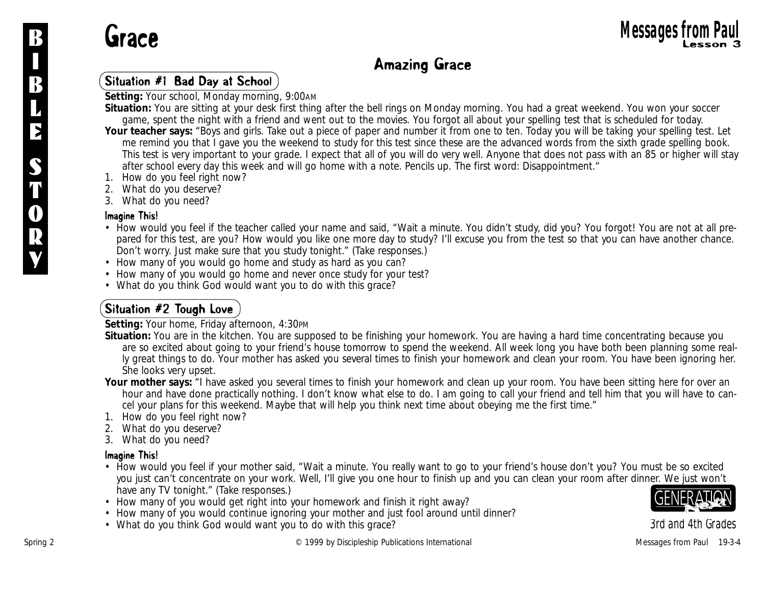# Grace

## Amazing Grace

### Situation #1 Bad Day at School

**Setting:** Your school, Monday morning, 9:00AM

**Situation:** You are sitting at your desk first thing after the bell rings on Monday morning. You had a great weekend. You won your soccer game, spent the night with a friend and went out to the movies. You forgot all about your spelling test that is scheduled for today.

**Your teacher says:** "Boys and girls. Take out a piece of paper and number it from one to ten. Today you will be taking your spelling test. Let me remind you that I gave you the weekend to study for this test since these are the advanced words from the sixth grade spelling book. This test is very important to your grade. I expect that all of you will do very well. Anyone that does not pass with an 85 or higher will stay after school every day this week and will go home with a note. Pencils up. The first word: Disappointment."

1. How do you feel right now?
2. What do you deserve?
3. What do you need?

#### Imagine This!

- How would you feel if the teacher called your name and said, "Wait a minute. You didn't study, did you? You forgot! You are not at all prepared for this test, are you? How would you like one more day to study? I'll excuse you from the test so that you can have another chance. Don't worry. Just make sure that you study tonight." (Take responses.)
- How many of you would go home and study as hard as you can?
- How many of you would go home and never once study for your test?
- What do you think God would want you to do with this grace?

### Situation #2 Tough Love

**Setting:** Your home, Friday afternoon, 4:30PM

**Situation:** You are in the kitchen. You are supposed to be finishing your homework. You are having a hard time concentrating because you are so excited about going to your friend's house tomorrow to spend the weekend. All week long you have both been planning some really great things to do. Your mother has asked you several times to finish your homework and clean your room. You have been ignoring her. She looks very upset.

**Your mother says:** "I have asked you several times to finish your homework and clean up your room. You have been sitting here for over an hour and have done practically nothing. I don't know what else to do. I am going to call your friend and tell him that you will have to cancel your plans for this weekend. Maybe that will help you think next time about obeying me the first time."

1. How do you feel right now?
2. What do you deserve?
3. What do you need?

#### Imagine This!

- How would you feel if your mother said, "Wait a minute. You really want to go to your friend's house don't you? You must be so excited you just can't concentrate on your work. Well, I'll give you one hour to finish up and you can clean your room after dinner. We just won't have any TV tonight." (Take responses.)
- How many of you would get right into your homework and finish it right away?
- How many of you would continue ignoring your mother and just fool around until dinner?
- What do you think God would want you to do with this grace?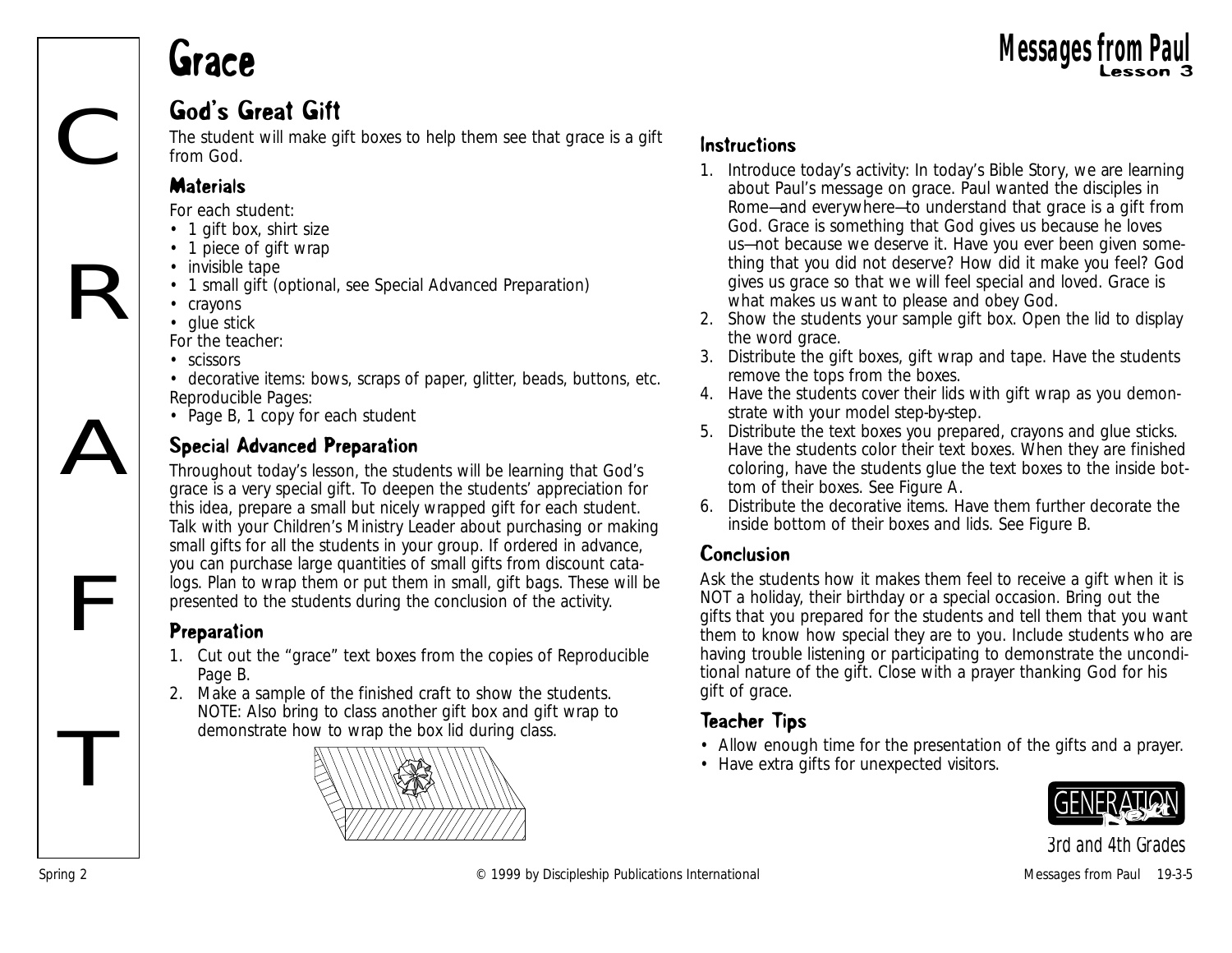# Grace

## God's Great Gift

The student will make gift boxes to help them see that grace is a gift from God.

### Materials

For each student:
- 1 gift box, shirt size
- 1 piece of gift wrap
- invisible tape
- 1 small gift (optional, see Special Advanced Preparation)
- crayons
- glue stick

For the teacher:
- scissors
- decorative items: bows, scraps of paper, glitter, beads, buttons, etc.

Reproducible Pages:
- Page B, 1 copy for each student

### Special Advanced Preparation

Throughout today's lesson, the students will be learning that God's grace is a very special gift. To deepen the students' appreciation for this idea, prepare a small but nicely wrapped gift for each student. Talk with your Children's Ministry Leader about purchasing or making small gifts for all the students in your group. If ordered in advance, you can purchase large quantities of small gifts from discount catalogs. Plan to wrap them or put them in small, gift bags. These will be presented to the students during the conclusion of the activity.

### Preparation

1. Cut out the "grace" text boxes from the copies of Reproducible Page B.
2. Make a sample of the finished craft to show the students. NOTE: Also bring to class another gift box and gift wrap to demonstrate how to wrap the box lid during class.

### Instructions

1. Introduce today's activity: In today's Bible Story, we are learning about Paul's message on grace. Paul wanted the disciples in Rome—and everywhere—to understand that grace is a gift from God. Grace is something that God gives us because he loves us—not because we deserve it. Have you ever been given something that you did not deserve? How did it make you feel? God gives us grace so that we will feel special and loved. Grace is what makes us want to please and obey God.
2. Show the students your sample gift box. Open the lid to display the word grace.
3. Distribute the gift boxes, gift wrap and tape. Have the students remove the tops from the boxes.
4. Have the students cover their lids with gift wrap as you demonstrate with your model step-by-step.
5. Distribute the text boxes you prepared, crayons and glue sticks. Have the students color their text boxes. When they are finished coloring, have the students glue the text boxes to the inside bottom of their boxes. See Figure A.
6. Distribute the decorative items. Have them further decorate the inside bottom of their boxes and lids. See Figure B.

### Conclusion

Ask the students how it makes them feel to receive a gift when it is NOT a holiday, their birthday or a special occasion. Bring out the gifts that you prepared for the students and tell them that you want them to know how special they are to you. Include students who are having trouble listening or participating to demonstrate the unconditional nature of the gift. Close with a prayer thanking God for his gift of grace.

### Teacher Tips

- Allow enough time for the presentation of the gifts and a prayer.
- Have extra gifts for unexpected visitors.

3rd and 4th Grades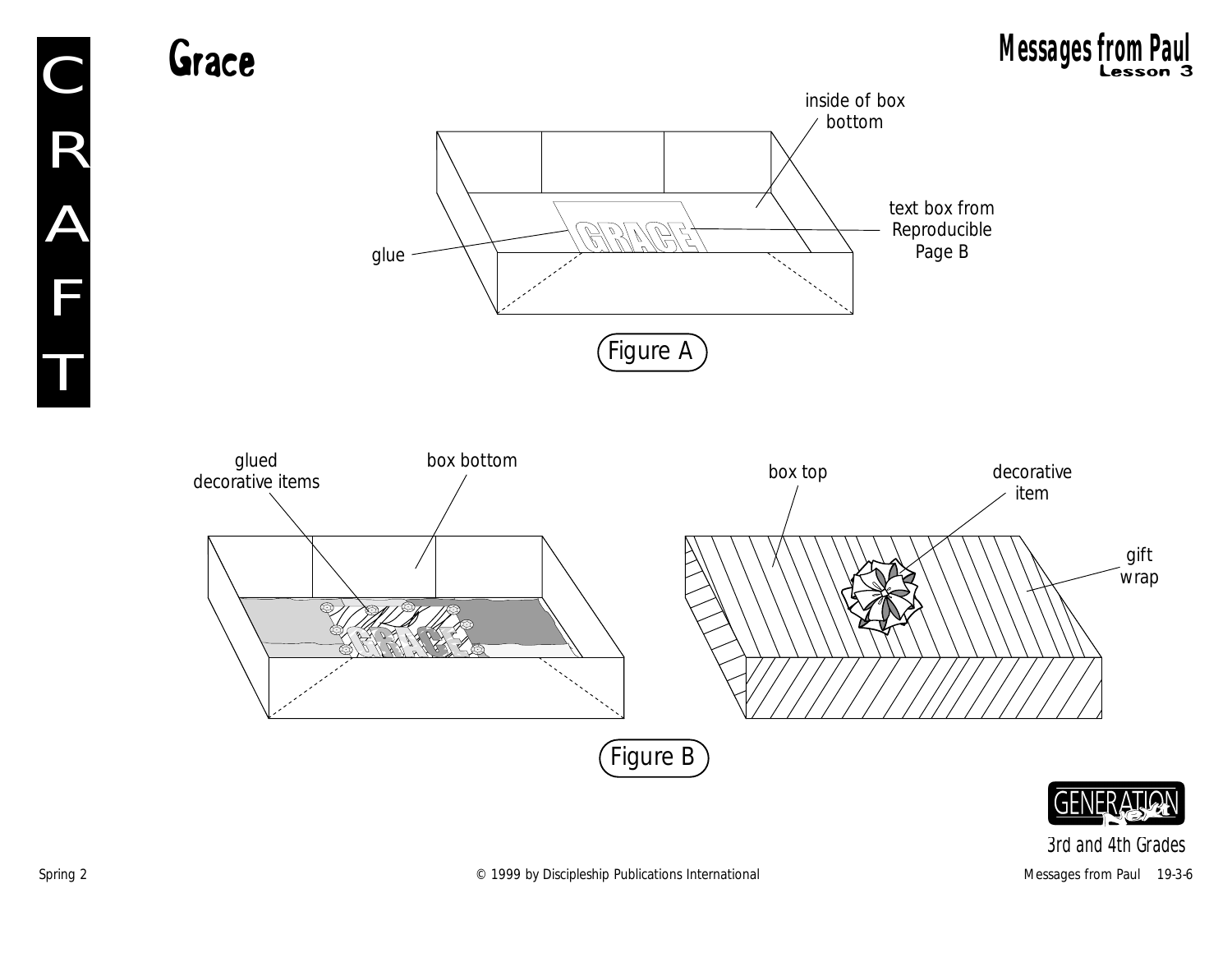# Grace

inside of box bottom

text box from Reproducible Page B

glue

Figure A

glued decorative items

box bottom

box top

decorative item

gift wrap

Figure B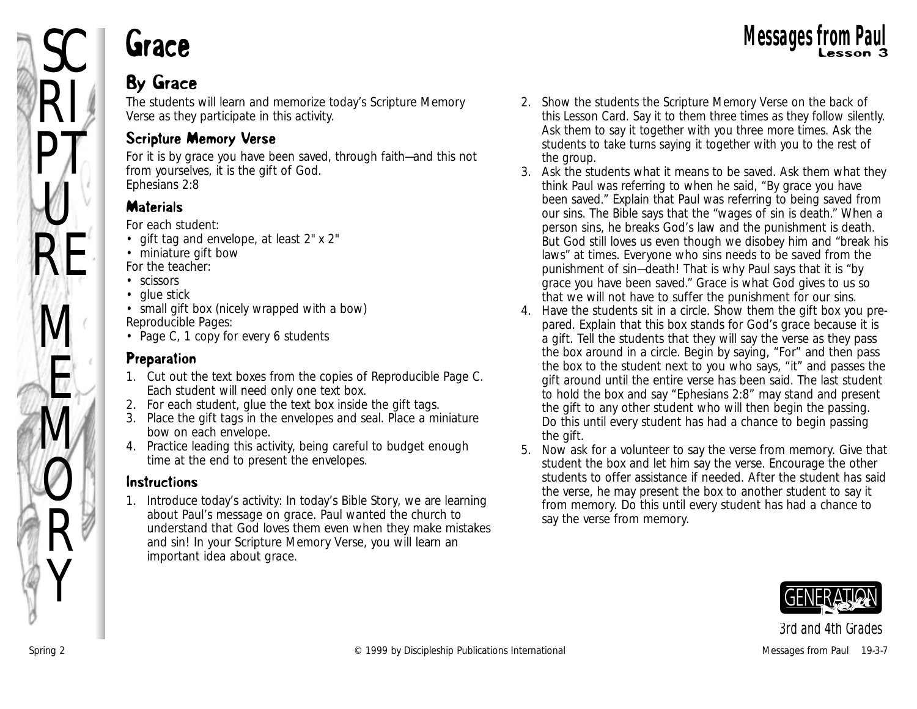# Grace

## By Grace

The students will learn and memorize today's Scripture Memory Verse as they participate in this activity.

### Scripture Memory Verse

For it is by grace you have been saved, through faith—and this not from yourselves, it is the gift of God.
Ephesians 2:8

### Materials

For each student:
- gift tag and envelope, at least 2" x 2"
- miniature gift bow

For the teacher:
- scissors
- glue stick
- small gift box (nicely wrapped with a bow)

Reproducible Pages:
- Page C, 1 copy for every 6 students

### Preparation

1. Cut out the text boxes from the copies of Reproducible Page C. Each student will need only one text box.
2. For each student, glue the text box inside the gift tags.
3. Place the gift tags in the envelopes and seal. Place a miniature bow on each envelope.
4. Practice leading this activity, being careful to budget enough time at the end to present the envelopes.

### Instructions

1. Introduce today's activity: In today's Bible Story, we are learning about Paul's message on grace. Paul wanted the church to understand that God loves them even when they make mistakes and sin! In your Scripture Memory Verse, you will learn an important idea about grace.
2. Show the students the Scripture Memory Verse on the back of this Lesson Card. Say it to them three times as they follow silently. Ask them to say it together with you three more times. Ask the students to take turns saying it together with you to the rest of the group.
3. Ask the students what it means to be saved. Ask them what they think Paul was referring to when he said, "By grace you have been saved." Explain that Paul was referring to being saved from our sins. The Bible says that the "wages of sin is death." When a person sins, he breaks God's law and the punishment is death. But God still loves us even though we disobey him and "break his laws" at times. Everyone who sins needs to be saved from the punishment of sin—death! That is why Paul says that it is "by grace you have been saved." Grace is what God gives to us so that we will not have to suffer the punishment for our sins.
4. Have the students sit in a circle. Show them the gift box you prepared. Explain that this box stands for God's grace because it is a gift. Tell the students that they will say the verse as they pass the box around in a circle. Begin by saying, "For" and then pass the box to the student next to you who says, "it" and passes the gift around until the entire verse has been said. The last student to hold the box and say "Ephesians 2:8" may stand and present the gift to any other student who will then begin the passing. Do this until every student has had a chance to begin passing the gift.
5. Now ask for a volunteer to say the verse from memory. Give that student the box and let him say the verse. Encourage the other students to offer assistance if needed. After the student has said the verse, he may present the box to another student to say it from memory. Do this until every student has had a chance to say the verse from memory.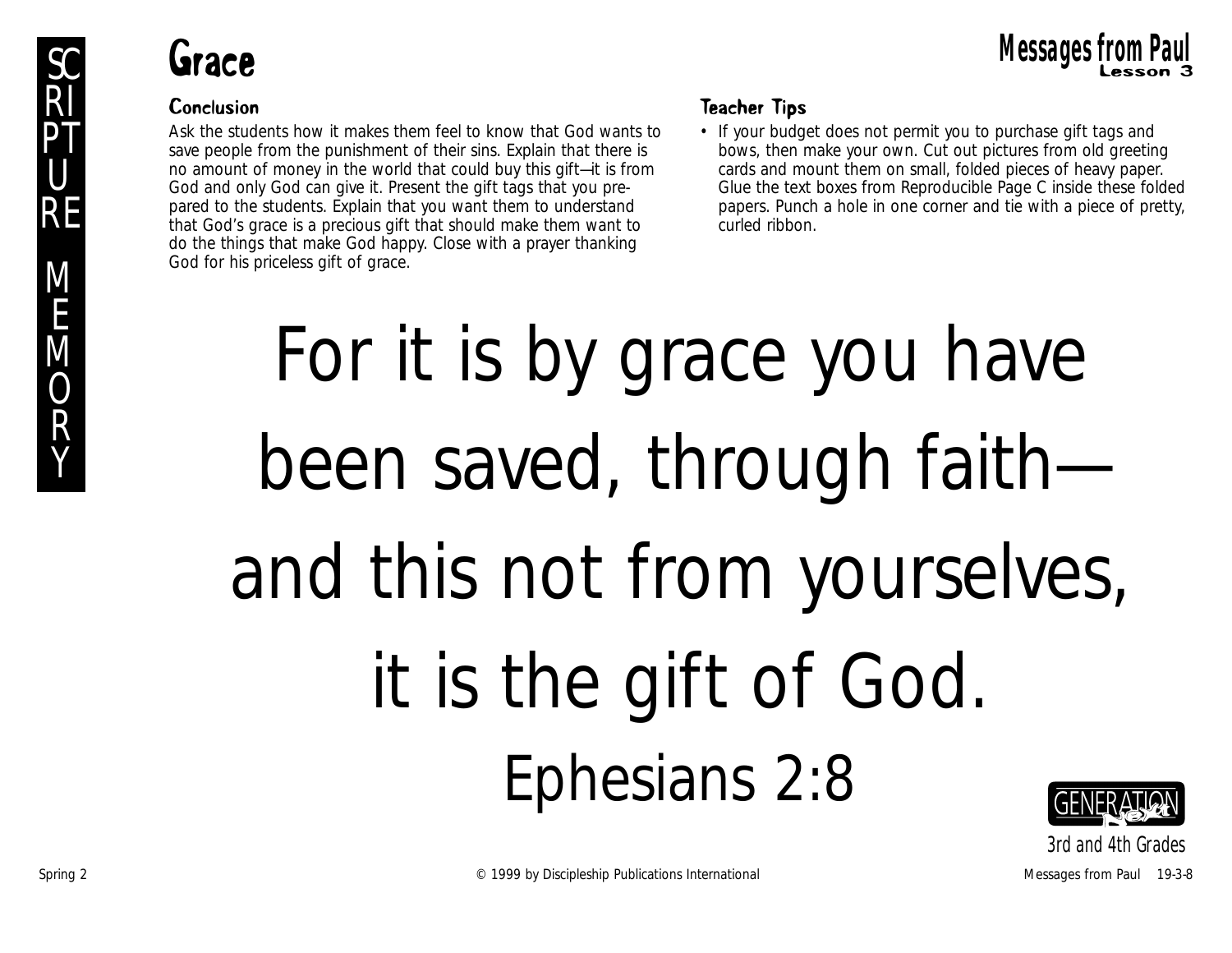# Grace

## Conclusion

Ask the students how it makes them feel to know that God wants to save people from the punishment of their sins. Explain that there is no amount of money in the world that could buy this gift—it is from God and only God can give it. Present the gift tags that you prepared to the students. Explain that you want them to understand that God's grace is a precious gift that should make them want to do the things that make God happy. Close with a prayer thanking God for his priceless gift of grace.

## Teacher Tips

- If your budget does not permit you to purchase gift tags and bows, then make your own. Cut out pictures from old greeting cards and mount them on small, folded pieces of heavy paper. Glue the text boxes from Reproducible Page C inside these folded papers. Punch a hole in one corner and tie with a piece of pretty, curled ribbon.

## SCRIPTURE MEMORY

For it is by grace you have been saved, through faith—and this not from yourselves, it is the gift of God.

Ephesians 2:8

GENERATION Next

3rd and 4th Grades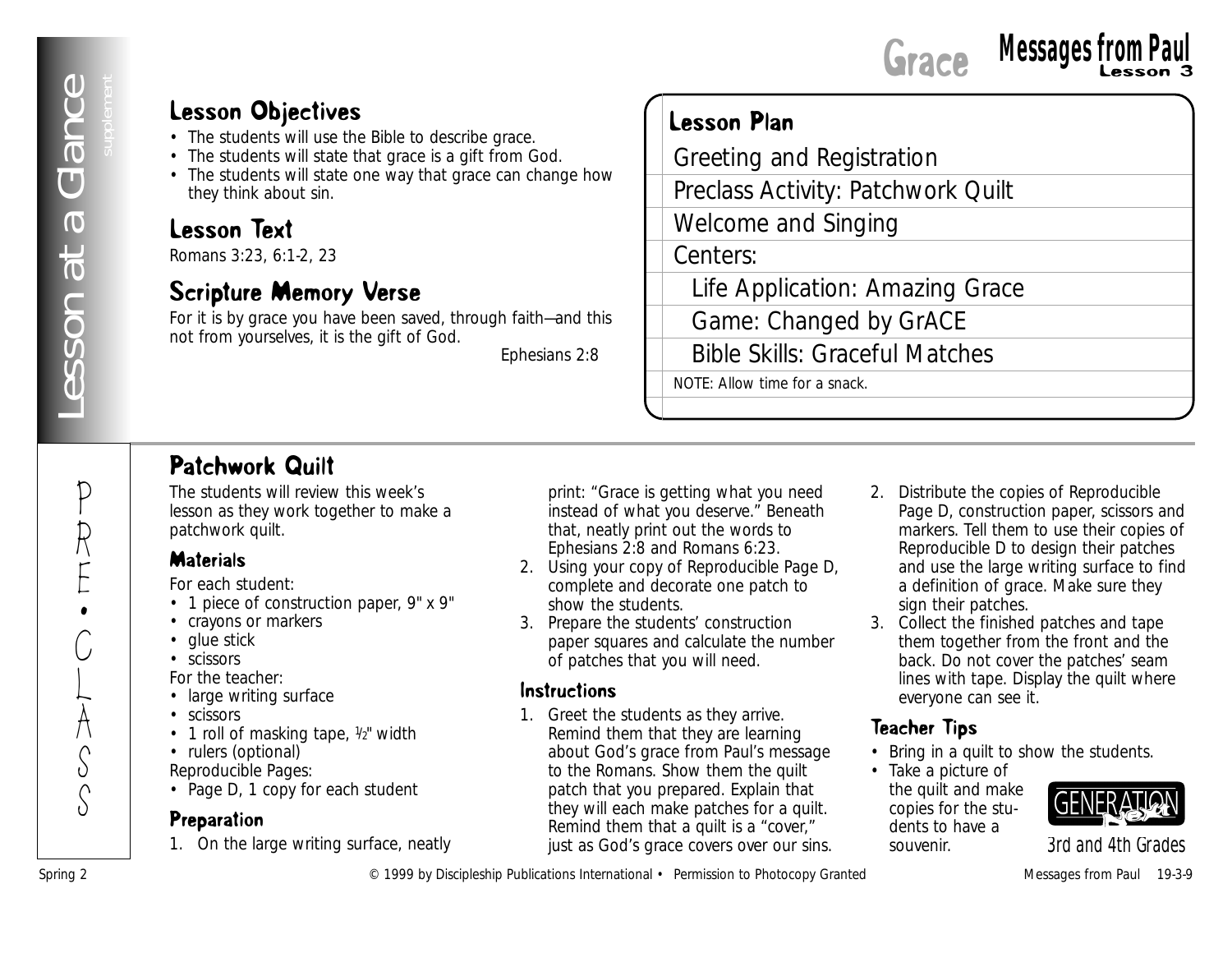# Grace — Messages from Paul, Lesson 3

## Lesson at a Glance (supplement)

### Lesson Objectives

- The students will use the Bible to describe grace.
- The students will state that grace is a gift from God.
- The students will state one way that grace can change how they think about sin.

### Lesson Text

Romans 3:23, 6:1-2, 23

### Scripture Memory Verse

For it is by grace you have been saved, through faith—and this not from yourselves, it is the gift of God.

Ephesians 2:8

### Lesson Plan

- Greeting and Registration
- Preclass Activity: Patchwork Quilt
- Welcome and Singing
- Centers:
  - Life Application: Amazing Grace
  - Game: Changed by GrACE
  - Bible Skills: Graceful Matches

NOTE: Allow time for a snack.

## PRE•CLASS

### Patchwork Quilt

The students will review this week's lesson as they work together to make a patchwork quilt.

#### Materials

For each student:

- 1 piece of construction paper, 9" x 9"
- crayons or markers
- glue stick
- scissors

For the teacher:

- large writing surface
- scissors
- 1 roll of masking tape, ½" width
- rulers (optional)

Reproducible Pages:

- Page D, 1 copy for each student

#### Preparation

1. On the large writing surface, neatly print: "Grace is getting what you need instead of what you deserve." Beneath that, neatly print out the words to Ephesians 2:8 and Romans 6:23.
2. Using your copy of Reproducible Page D, complete and decorate one patch to show the students.
3. Prepare the students' construction paper squares and calculate the number of patches that you will need.

#### Instructions

1. Greet the students as they arrive. Remind them that they are learning about God's grace from Paul's message to the Romans. Show them the quilt patch that you prepared. Explain that they will each make patches for a quilt. Remind them that a quilt is a "cover," just as God's grace covers over our sins.
2. Distribute the copies of Reproducible Page D, construction paper, scissors and markers. Tell them to use their copies of Reproducible D to design their patches and use the large writing surface to find a definition of grace. Make sure they sign their patches.
3. Collect the finished patches and tape them together from the front and the back. Do not cover the patches' seam lines with tape. Display the quilt where everyone can see it.

#### Teacher Tips

- Bring in a quilt to show the students.
- Take a picture of the quilt and make copies for the students to have a souvenir.

GENERATION Next — 3rd and 4th Grades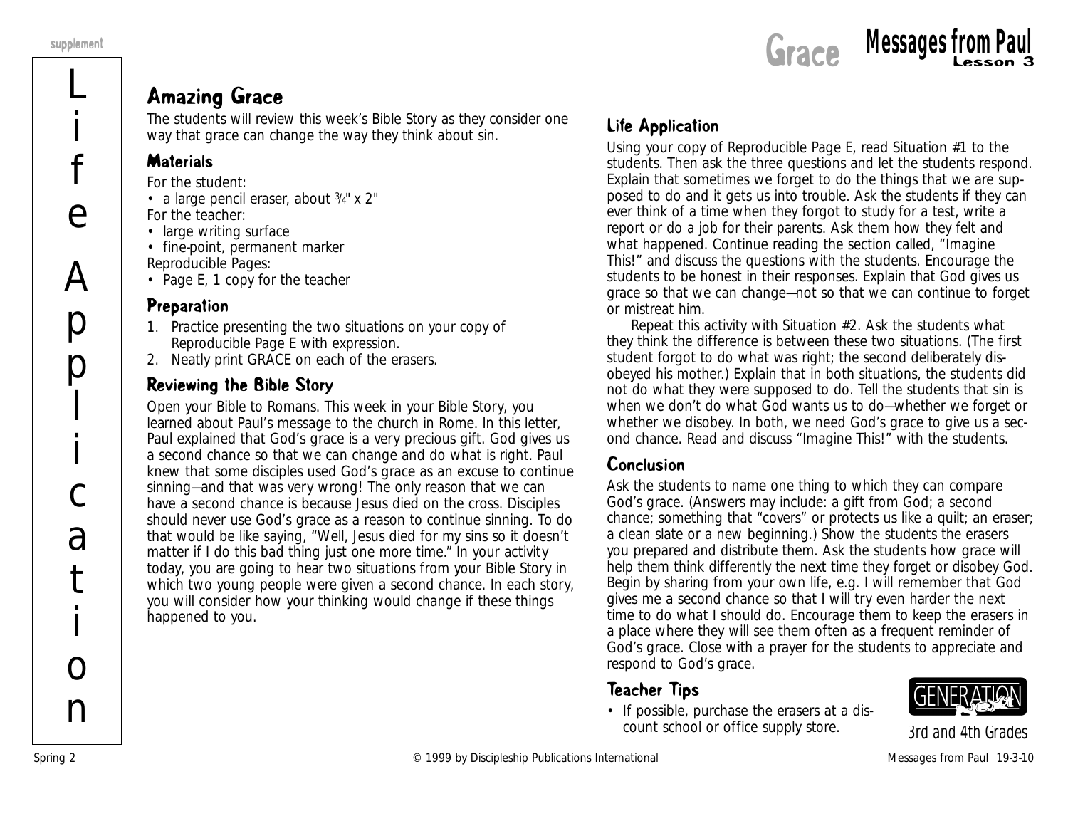# Amazing Grace

The students will review this week's Bible Story as they consider one way that grace can change the way they think about sin.

## Materials

For the student:
- a large pencil eraser, about 3/4" x 2"

For the teacher:
- large writing surface
- fine-point, permanent marker

Reproducible Pages:
- Page E, 1 copy for the teacher

## Preparation

1. Practice presenting the two situations on your copy of Reproducible Page E with expression.
2. Neatly print GRACE on each of the erasers.

## Reviewing the Bible Story

Open your Bible to Romans. This week in your Bible Story, you learned about Paul's message to the church in Rome. In this letter, Paul explained that God's grace is a very precious gift. God gives us a second chance so that we can change and do what is right. Paul knew that some disciples used God's grace as an excuse to continue sinning—and that was very wrong! The only reason that we can have a second chance is because Jesus died on the cross. Disciples should never use God's grace as a reason to continue sinning. To do that would be like saying, "Well, Jesus died for my sins so it doesn't matter if I do this bad thing just one more time." In your activity today, you are going to hear two situations from your Bible Story in which two young people were given a second chance. In each story, you will consider how your thinking would change if these things happened to you.

## Life Application

Using your copy of Reproducible Page E, read Situation #1 to the students. Then ask the three questions and let the students respond. Explain that sometimes we forget to do the things that we are supposed to do and it gets us into trouble. Ask the students if they can ever think of a time when they forgot to study for a test, write a report or do a job for their parents. Ask them how they felt and what happened. Continue reading the section called, "Imagine This!" and discuss the questions with the students. Encourage the students to be honest in their responses. Explain that God gives us grace so that we can change—not so that we can continue to forget or mistreat him.

Repeat this activity with Situation #2. Ask the students what they think the difference is between these two situations. (The first student forgot to do what was right; the second deliberately disobeyed his mother.) Explain that in both situations, the students did not do what they were supposed to do. Tell the students that sin is when we don't do what God wants us to do—whether we forget or whether we disobey. In both, we need God's grace to give us a second chance. Read and discuss "Imagine This!" with the students.

## Conclusion

Ask the students to name one thing to which they can compare God's grace. (Answers may include: a gift from God; a second chance; something that "covers" or protects us like a quilt; an eraser; a clean slate or a new beginning.) Show the students the erasers you prepared and distribute them. Ask the students how grace will help them think differently the next time they forget or disobey God. Begin by sharing from your own life, e.g. I will remember that God gives me a second chance so that I will try even harder the next time to do what I should do. Encourage them to keep the erasers in a place where they will see them often as a frequent reminder of God's grace. Close with a prayer for the students to appreciate and respond to God's grace.

## Teacher Tips

- If possible, purchase the erasers at a discount school or office supply store.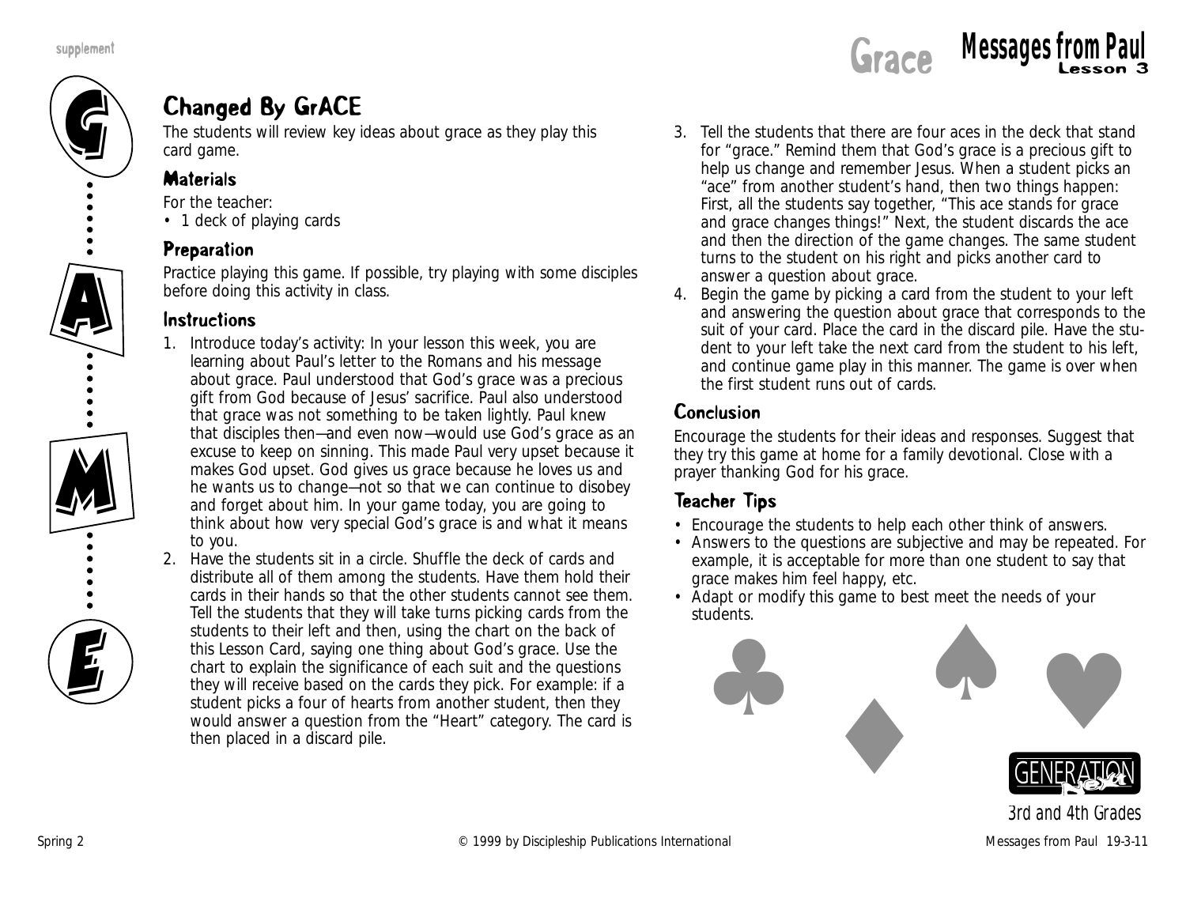# Changed By GrACE

The students will review key ideas about grace as they play this card game.

## Materials

For the teacher:

- 1 deck of playing cards

## Preparation

Practice playing this game. If possible, try playing with some disciples before doing this activity in class.

## Instructions

1. Introduce today's activity: In your lesson this week, you are learning about Paul's letter to the Romans and his message about grace. Paul understood that God's grace was a precious gift from God because of Jesus' sacrifice. Paul also understood that grace was not something to be taken lightly. Paul knew that disciples then—and even now—would use God's grace as an excuse to keep on sinning. This made Paul very upset because it makes God upset. God gives us grace because he loves us and he wants us to change—not so that we can continue to disobey and forget about him. In your game today, you are going to think about how very special God's grace is and what it means to you.
2. Have the students sit in a circle. Shuffle the deck of cards and distribute all of them among the students. Have them hold their cards in their hands so that the other students cannot see them. Tell the students that they will take turns picking cards from the students to their left and then, using the chart on the back of this Lesson Card, saying one thing about God's grace. Use the chart to explain the significance of each suit and the questions they will receive based on the cards they pick. For example: if a student picks a four of hearts from another student, then they would answer a question from the "Heart" category. The card is then placed in a discard pile.
3. Tell the students that there are four aces in the deck that stand for "grace." Remind them that God's grace is a precious gift to help us change and remember Jesus. When a student picks an "ace" from another student's hand, then two things happen: First, all the students say together, "This ace stands for grace and grace changes things!" Next, the student discards the ace and then the direction of the game changes. The same student turns to the student on his right and picks another card to answer a question about grace.
4. Begin the game by picking a card from the student to your left and answering the question about grace that corresponds to the suit of your card. Place the card in the discard pile. Have the student to your left take the next card from the student to his left, and continue game play in this manner. The game is over when the first student runs out of cards.

## Conclusion

Encourage the students for their ideas and responses. Suggest that they try this game at home for a family devotional. Close with a prayer thanking God for his grace.

## Teacher Tips

- Encourage the students to help each other think of answers.
- Answers to the questions are subjective and may be repeated. For example, it is acceptable for more than one student to say that grace makes him feel happy, etc.
- Adapt or modify this game to best meet the needs of your students.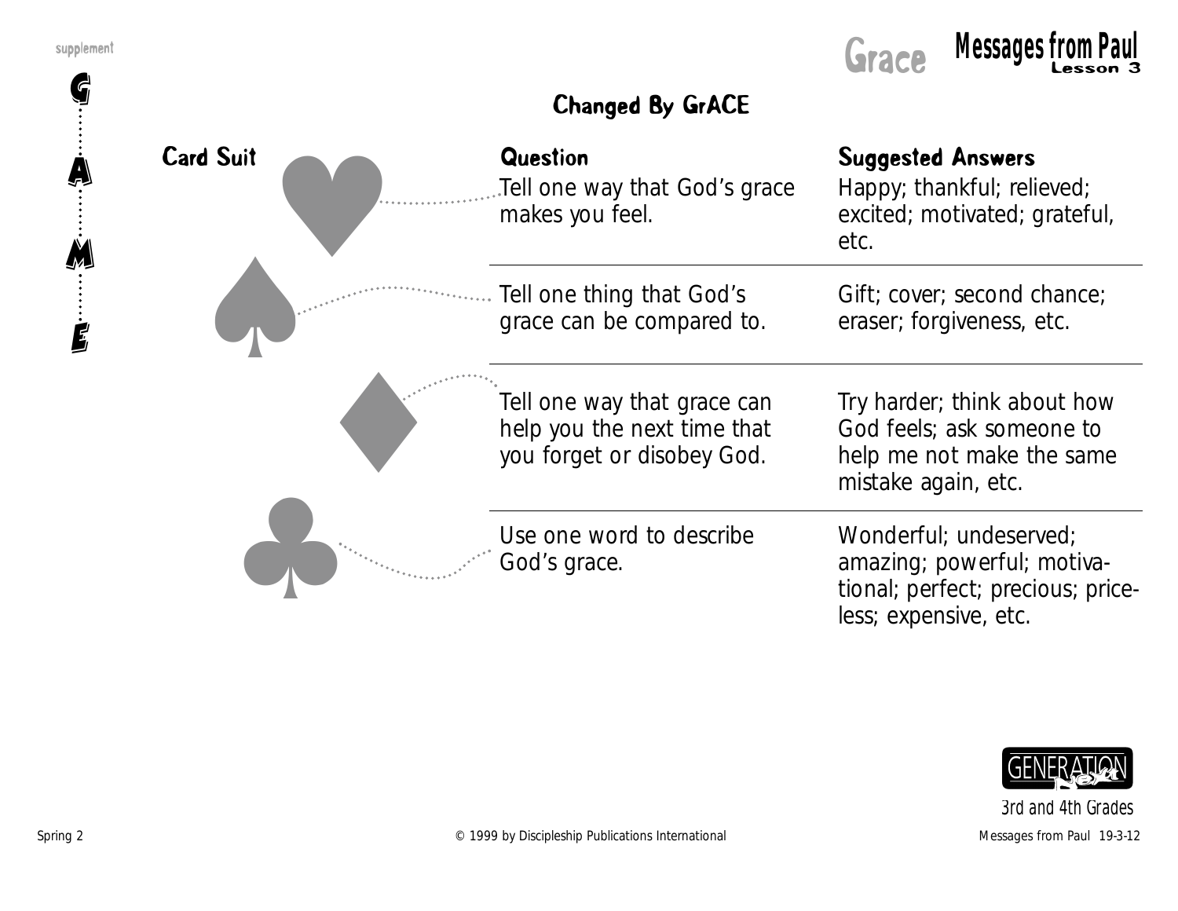## Changed By GrACE

| Card Suit | Question | Suggested Answers |
|---|---|---|
| ♥ | Tell one way that God's grace makes you feel. | Happy; thankful; relieved; excited; motivated; grateful, etc. |
| ♠ | Tell one thing that God's grace can be compared to. | Gift; cover; second chance; eraser; forgiveness, etc. |
| ♦ | Tell one way that grace can help you the next time that you forget or disobey God. | Try harder; think about how God feels; ask someone to help me not make the same mistake again, etc. |
| ♣ | Use one word to describe God's grace. | Wonderful; undeserved; amazing; powerful; motivational; perfect; precious; priceless; expensive, etc. |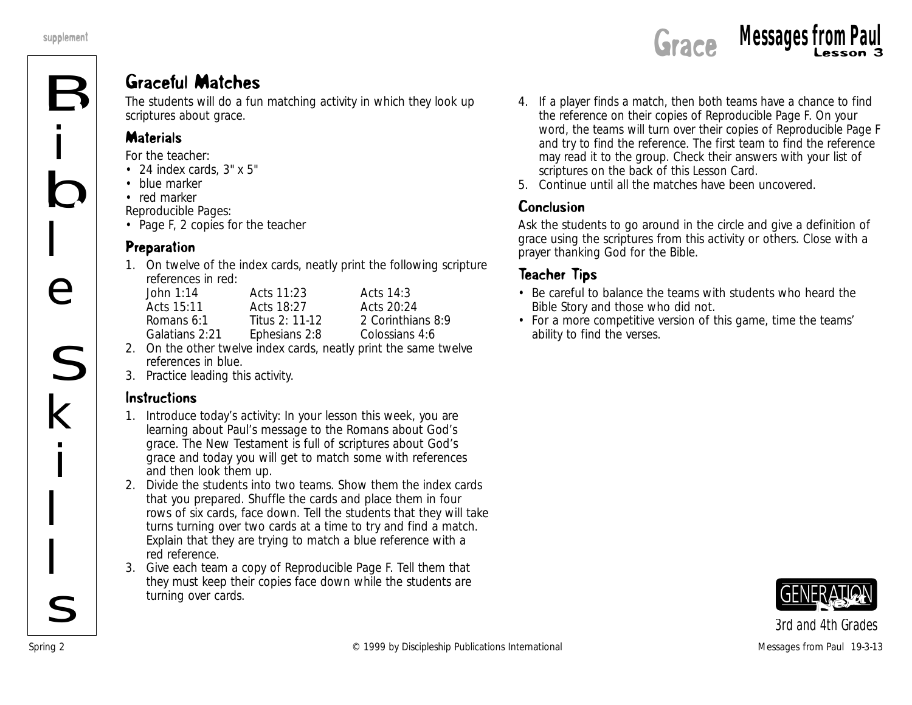## Graceful Matches

The students will do a fun matching activity in which they look up scriptures about grace.

### Materials

For the teacher:

- 24 index cards, 3" x 5"
- blue marker
- red marker

Reproducible Pages:

- Page F, 2 copies for the teacher

### Preparation

1. On twelve of the index cards, neatly print the following scripture references in red:

| | | |
|---|---|---|
| John 1:14 | Acts 11:23 | Acts 14:3 |
| Acts 15:11 | Acts 18:27 | Acts 20:24 |
| Romans 6:1 | Titus 2: 11-12 | 2 Corinthians 8:9 |
| Galatians 2:21 | Ephesians 2:8 | Colossians 4:6 |

2. On the other twelve index cards, neatly print the same twelve references in blue.
3. Practice leading this activity.

### Instructions

1. Introduce today's activity: In your lesson this week, you are learning about Paul's message to the Romans about God's grace. The New Testament is full of scriptures about God's grace and today you will get to match some with references and then look them up.
2. Divide the students into two teams. Show them the index cards that you prepared. Shuffle the cards and place them in four rows of six cards, face down. Tell the students that they will take turns turning over two cards at a time to try and find a match. Explain that they are trying to match a blue reference with a red reference.
3. Give each team a copy of Reproducible Page F. Tell them that they must keep their copies face down while the students are turning over cards.
4. If a player finds a match, then both teams have a chance to find the reference on their copies of Reproducible Page F. On your word, the teams will turn over their copies of Reproducible Page F and try to find the reference. The first team to find the reference may read it to the group. Check their answers with your list of scriptures on the back of this Lesson Card.
5. Continue until all the matches have been uncovered.

### Conclusion

Ask the students to go around in the circle and give a definition of grace using the scriptures from this activity or others. Close with a prayer thanking God for the Bible.

### Teacher Tips

- Be careful to balance the teams with students who heard the Bible Story and those who did not.
- For a more competitive version of this game, time the teams' ability to find the verses.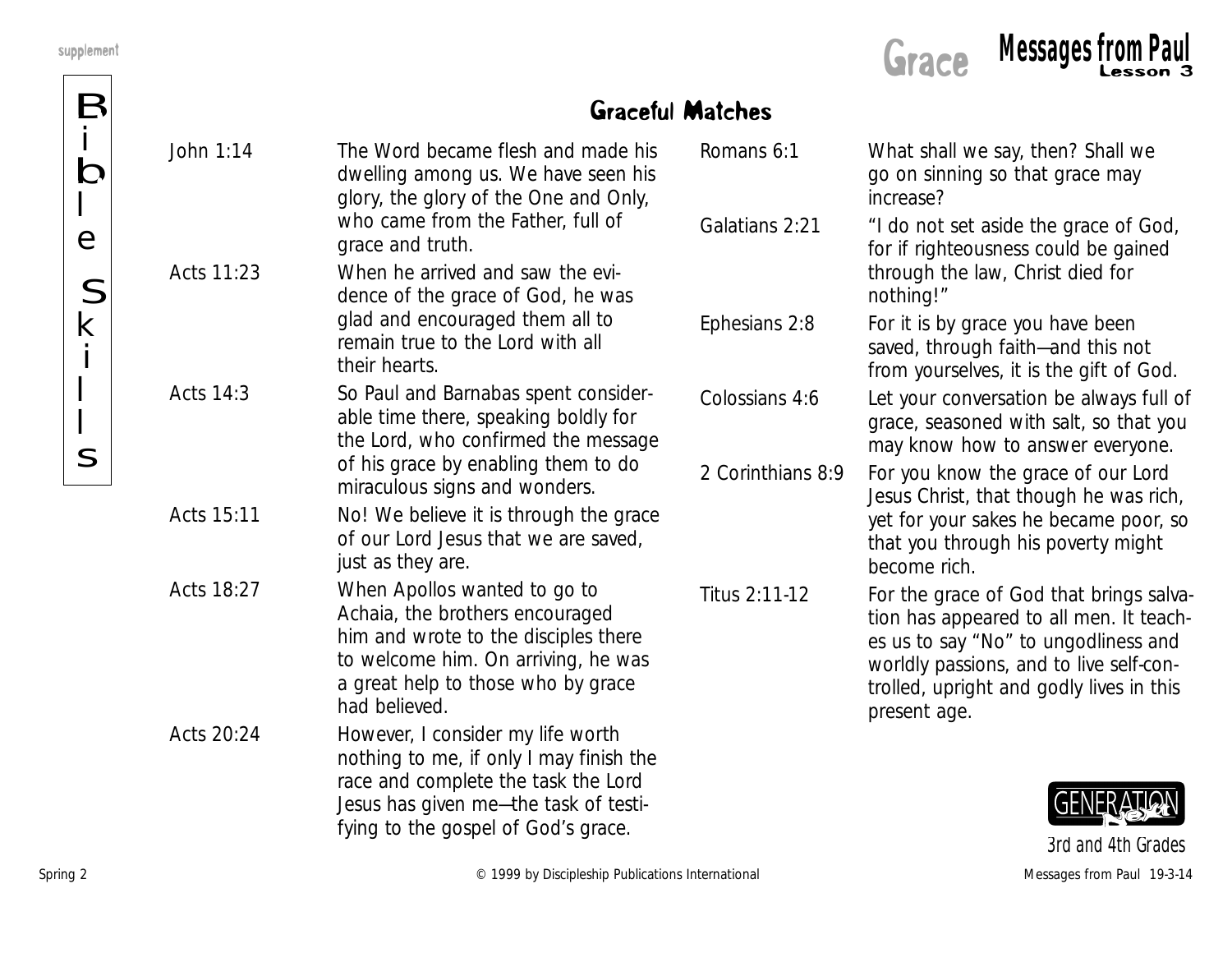## Graceful Matches

John 1:14 — The Word became flesh and made his dwelling among us. We have seen his glory, the glory of the One and Only, who came from the Father, full of grace and truth.

Acts 11:23 — When he arrived and saw the evidence of the grace of God, he was glad and encouraged them all to remain true to the Lord with all their hearts.

Acts 14:3 — So Paul and Barnabas spent considerable time there, speaking boldly for the Lord, who confirmed the message of his grace by enabling them to do miraculous signs and wonders.

Acts 15:11 — No! We believe it is through the grace of our Lord Jesus that we are saved, just as they are.

Acts 18:27 — When Apollos wanted to go to Achaia, the brothers encouraged him and wrote to the disciples there to welcome him. On arriving, he was a great help to those who by grace had believed.

Acts 20:24 — However, I consider my life worth nothing to me, if only I may finish the race and complete the task the Lord Jesus has given me—the task of testifying to the gospel of God's grace.

Romans 6:1 — What shall we say, then? Shall we go on sinning so that grace may increase?

Galatians 2:21 — "I do not set aside the grace of God, for if righteousness could be gained through the law, Christ died for nothing!"

Ephesians 2:8 — For it is by grace you have been saved, through faith—and this not from yourselves, it is the gift of God.

Colossians 4:6 — Let your conversation be always full of grace, seasoned with salt, so that you may know how to answer everyone.

2 Corinthians 8:9 — For you know the grace of our Lord Jesus Christ, that though he was rich, yet for your sakes he became poor, so that you through his poverty might become rich.

Titus 2:11-12 — For the grace of God that brings salvation has appeared to all men. It teaches us to say "No" to ungodliness and worldly passions, and to live self-controlled, upright and godly lives in this present age.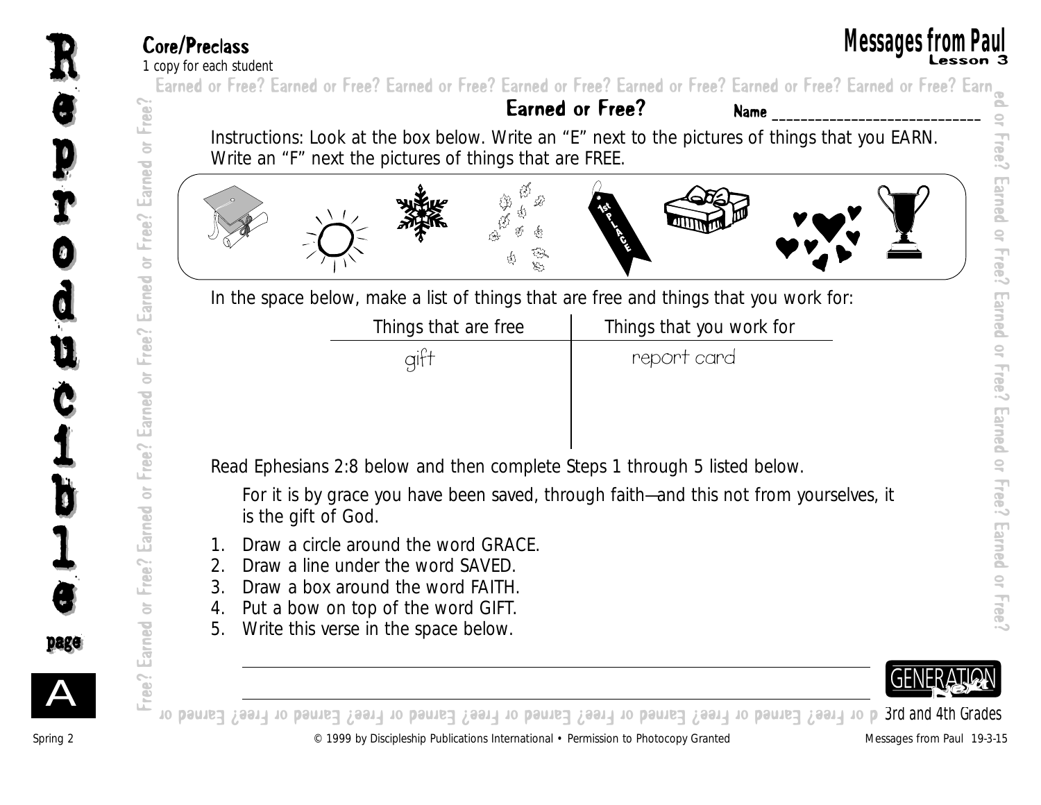**Core/Preclass**
*1 copy for each student*

# Messages from Paul
Lesson 3

## Earned or Free?

Name ______________________________

Instructions: Look at the box below. Write an "E" next to the pictures of things that you EARN. Write an "F" next the pictures of things that are FREE.

In the space below, make a list of things that are free and things that you work for:

| Things that are free | Things that you work for |
|---|---|
| gift | report card |

Read Ephesians 2:8 below and then complete Steps 1 through 5 listed below.

> For it is by grace you have been saved, through faith—and this not from yourselves, it is the gift of God.

1. Draw a circle around the word GRACE.
2. Draw a line under the word SAVED.
3. Draw a box around the word FAITH.
4. Put a bow on top of the word GIFT.
5. Write this verse in the space below.

______________________________________________________________

______________________________________________________________

3rd and 4th Grades

© 1999 by Discipleship Publications International • Permission to Photocopy Granted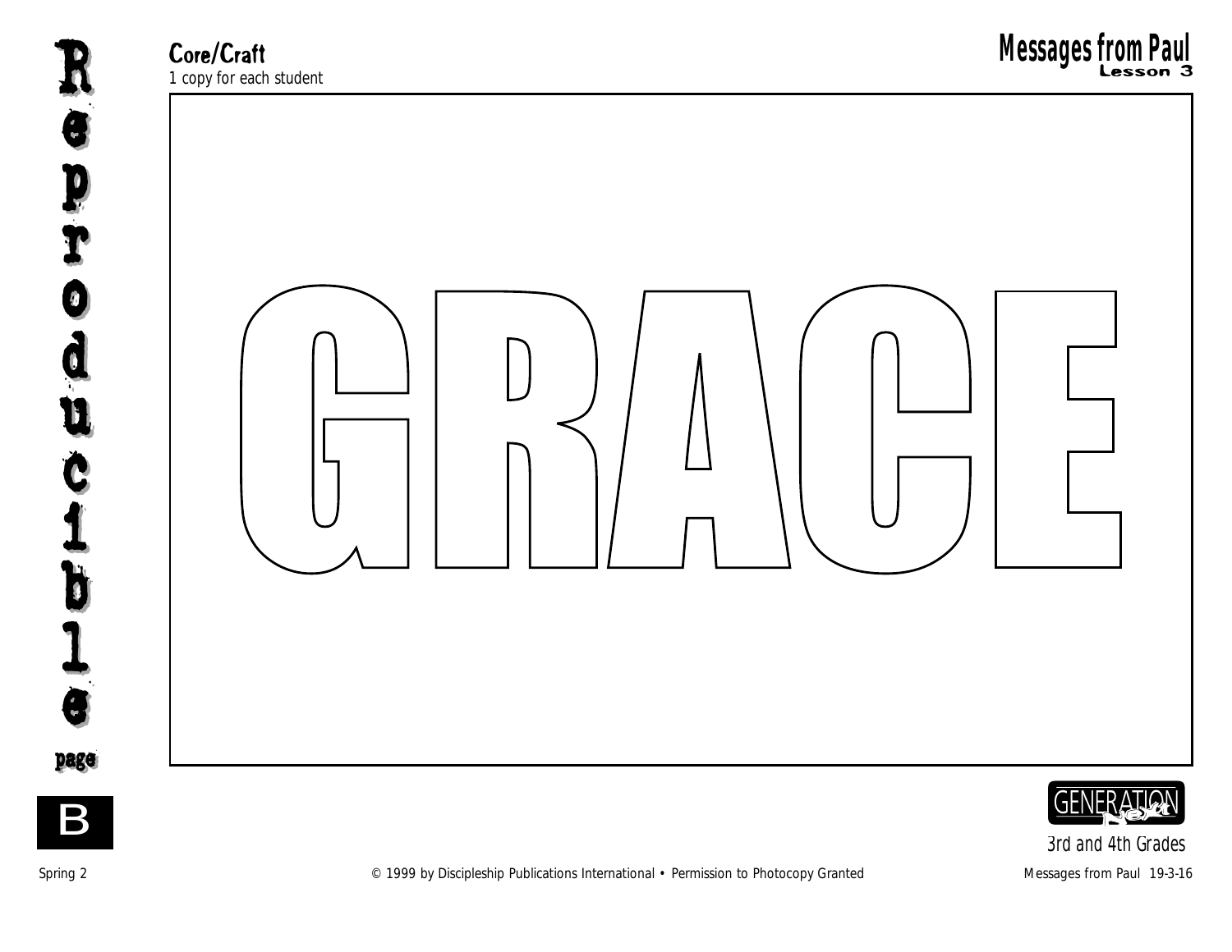**Core/Craft**
*1 copy for each student*

**Messages from Paul**
**Lesson 3**

# GRACE

Reproducible page B

3rd and 4th Grades

Spring 2 © 1999 by Discipleship Publications International • Permission to Photocopy Granted Messages from Paul 19-3-16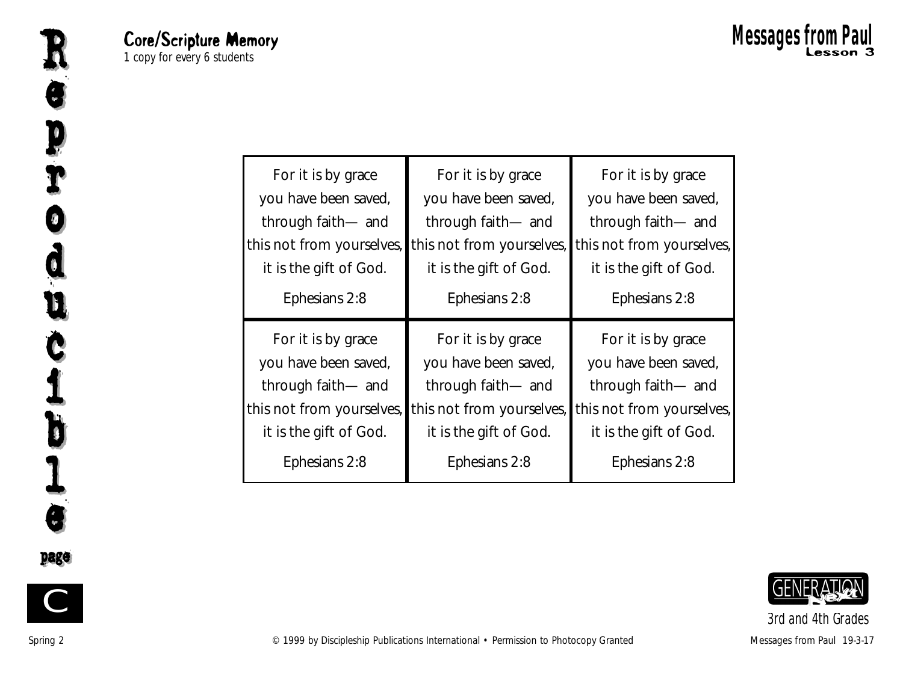## Core/Scripture Memory

*1 copy for every 6 students*

# Messages from Paul
### Lesson 3

| | | |
|---|---|---|
| For it is by grace you have been saved, through faith— and this not from yourselves, it is the gift of God. Ephesians 2:8 | For it is by grace you have been saved, through faith— and this not from yourselves, it is the gift of God. Ephesians 2:8 | For it is by grace you have been saved, through faith— and this not from yourselves, it is the gift of God. Ephesians 2:8 |
| For it is by grace you have been saved, through faith— and this not from yourselves, it is the gift of God. Ephesians 2:8 | For it is by grace you have been saved, through faith— and this not from yourselves, it is the gift of God. Ephesians 2:8 | For it is by grace you have been saved, through faith— and this not from yourselves, it is the gift of God. Ephesians 2:8 |

Reproducible page C

3rd and 4th Grades

© 1999 by Discipleship Publications International • Permission to Photocopy Granted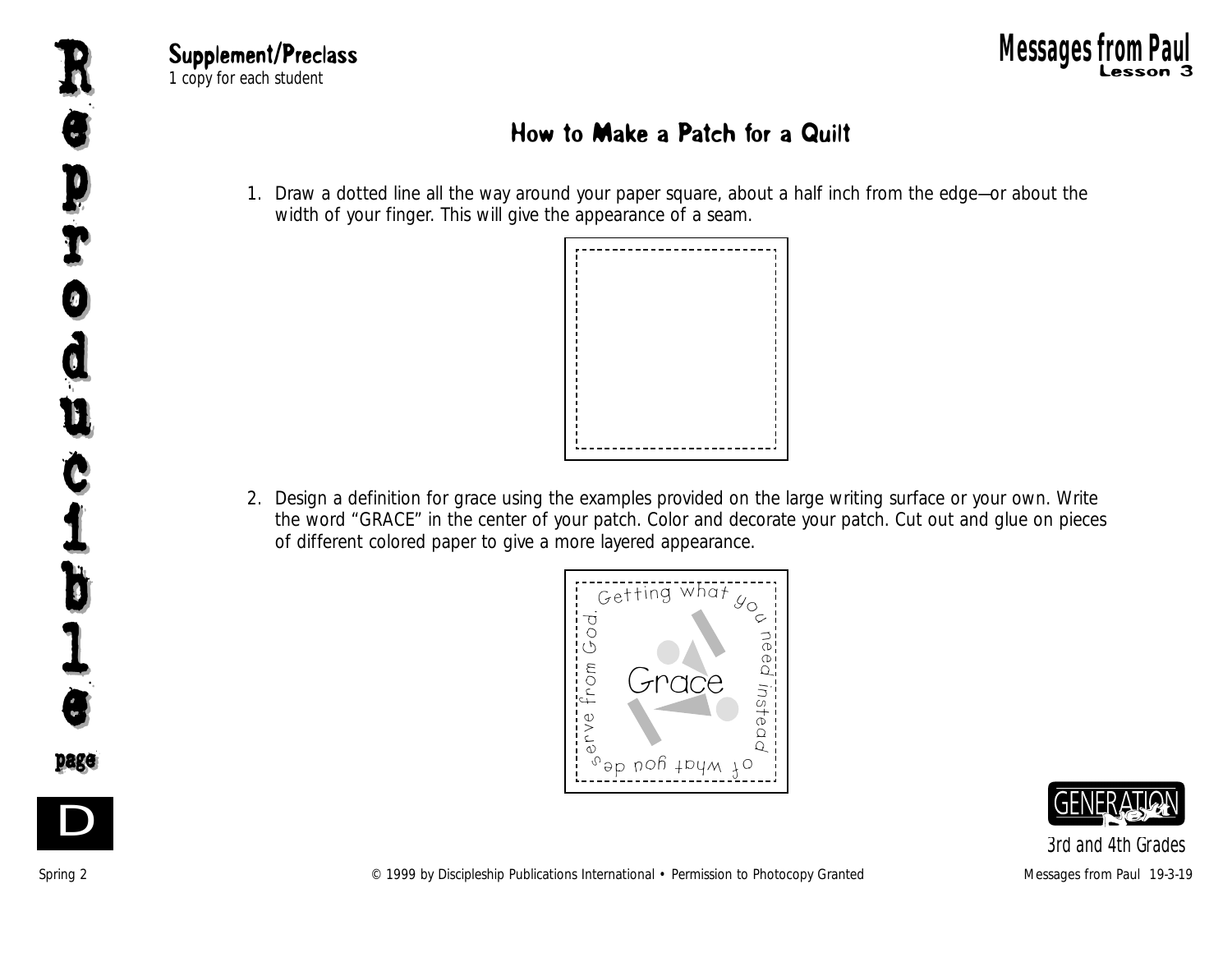Supplement/Preclass
*1 copy for each student*

**Messages from Paul**
**Lesson 3**

# How to Make a Patch for a Quilt

1. Draw a dotted line all the way around your paper square, about a half inch from the edge—or about the width of your finger. This will give the appearance of a seam.

2. Design a definition for grace using the examples provided on the large writing surface or your own. Write the word "GRACE" in the center of your patch. Color and decorate your patch. Cut out and glue on pieces of different colored paper to give a more layered appearance.

Getting what you need instead of what you deserve from God.

Grace

Reproducible page D

3rd and 4th Grades

© 1999 by Discipleship Publications International • Permission to Photocopy Granted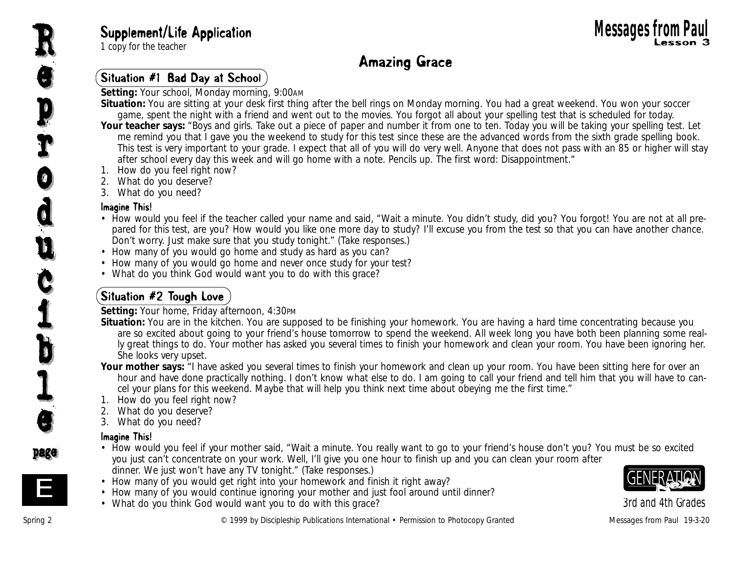## Supplement/Life Application

*1 copy for the teacher*

# Amazing Grace

### Situation #1 Bad Day at School

**Setting:** Your school, Monday morning, 9:00AM

**Situation:** You are sitting at your desk first thing after the bell rings on Monday morning. You had a great weekend. You won your soccer game, spent the night with a friend and went out to the movies. You forgot all about your spelling test that is scheduled for today.

**Your teacher says:** "Boys and girls. Take out a piece of paper and number it from one to ten. Today you will be taking your spelling test. Let me remind you that I gave you the weekend to study for this test since these are the advanced words from the sixth grade spelling book. This test is very important to your grade. I expect that all of you will do very well. Anyone that does not pass with an 85 or higher will stay after school every day this week and will go home with a note. Pencils up. The first word: Disappointment."

1. How do you feel right now?
2. What do you deserve?
3. What do you need?

#### Imagine This!

- How would you feel if the teacher called your name and said, "Wait a minute. You didn't study, did you? You forgot! You are not at all prepared for this test, are you? How would you like one more day to study? I'll excuse you from the test so that you can have another chance. Don't worry. Just make sure that you study tonight." (Take responses.)
- How many of you would go home and study as hard as you can?
- How many of you would go home and never once study for your test?
- What do you think God would want you to do with this grace?

### Situation #2 Tough Love

**Setting:** Your home, Friday afternoon, 4:30PM

**Situation:** You are in the kitchen. You are supposed to be finishing your homework. You are having a hard time concentrating because you are so excited about going to your friend's house tomorrow to spend the weekend. All week long you have both been planning some really great things to do. Your mother has asked you several times to finish your homework and clean your room. You have been ignoring her. She looks very upset.

**Your mother says:** "I have asked you several times to finish your homework and clean up your room. You have been sitting here for over an hour and have done practically nothing. I don't know what else to do. I am going to call your friend and tell him that you will have to cancel your plans for this weekend. Maybe that will help you think next time about obeying me the first time."

1. How do you feel right now?
2. What do you deserve?
3. What do you need?

#### Imagine This!

- How would you feel if your mother said, "Wait a minute. You really want to go to your friend's house don't you? You must be so excited you just can't concentrate on your work. Well, I'll give you one hour to finish up and you can clean your room after dinner. We just won't have any TV tonight." (Take responses.)
- How many of you would get right into your homework and finish it right away?
- How many of you would continue ignoring your mother and just fool around until dinner?
- What do you think God would want you to do with this grace?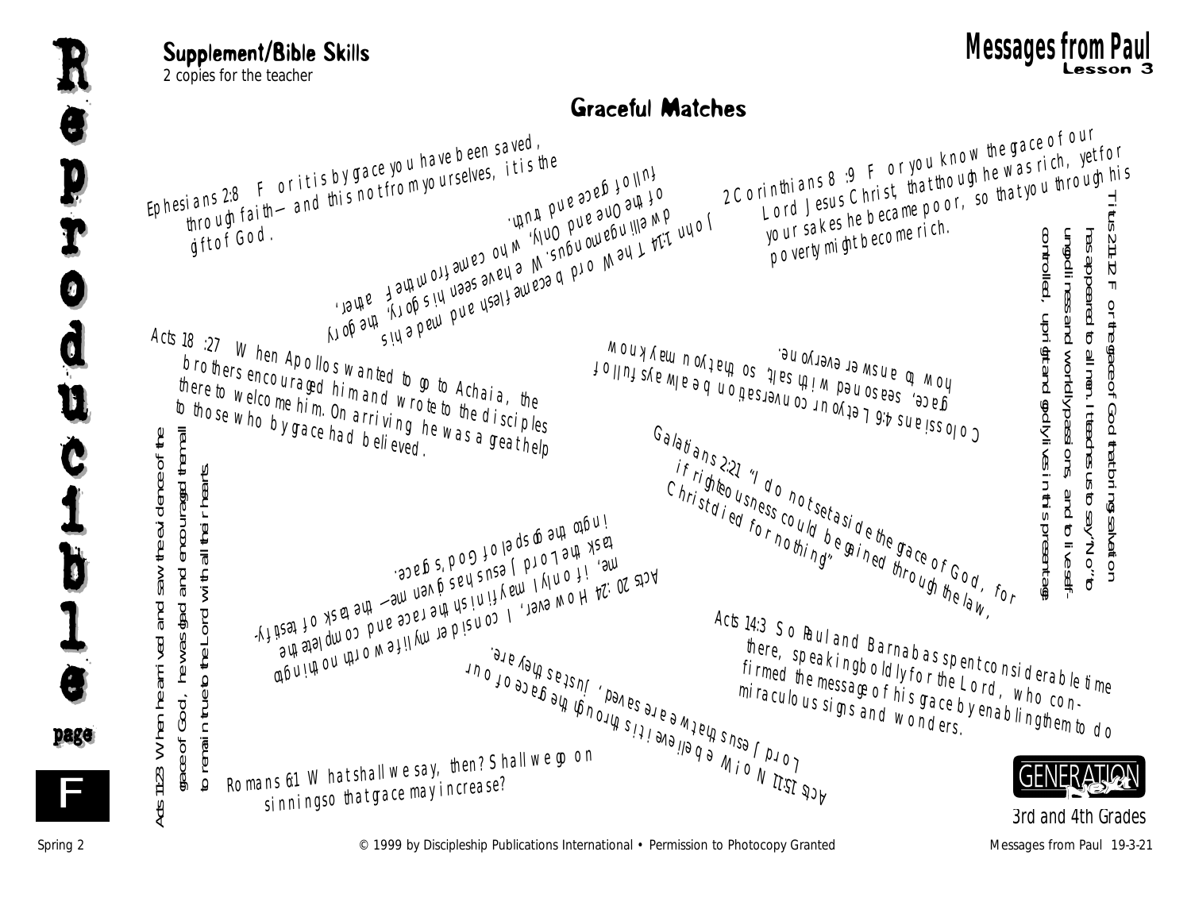# Supplement/Bible Skills

2 copies for the teacher

## Messages from Paul
Lesson 3

### Graceful Matches

Ephesians 2:8 For it is by grace you have been saved, through faith—and this not from yourselves, it is the gift of God.

John 1:14 The Word became flesh and made his dwelling among us. We have seen his glory, the glory of the One and Only, who came from the Father, full of grace and truth.

2 Corinthians 8:9 For you know the grace of our Lord Jesus Christ, that though he was rich, yet for your sakes he became poor, so that you through his poverty might become rich.

Titus 2:11-12 For the grace of God that brings salvation has appeared to all men. It teaches us to say "No" to ungodliness and worldly passions, and to live self-controlled, upright and godly lives in this present age.

Acts 18:27 When Apollos wanted to go to Achaia, the brothers encouraged him and wrote to the disciples there to welcome him. On arriving he was a great help to those who by grace had believed.

Colossians 4:6 Let your conversation be always full of grace, seasoned with salt, so that you may know how to answer everyone.

Galatians 2:21 "I do not set aside the grace of God, for if righteousness could be gained through the law, Christ died for nothing!"

Acts 11:23 When he arrived and saw the evidence of the grace of God, he was glad and encouraged them all to remain true to the Lord with all their hearts.

Acts 20:24 However, I consider my life worth nothing to me, if only I may finish the race and complete the task the Lord Jesus has given me—the task of testifying to the gospel of God's grace.

Acts 14:3 So Paul and Barnabas spent considerable time there, speaking boldly for the Lord, who confirmed the message of his grace by enabling them to do miraculous signs and wonders.

Acts 15:11 No! We believe it is through the grace of our Lord Jesus that we are saved, just as they are.

Romans 6:1 What shall we say, then? Shall we go on sinning so that grace may increase?

Reproducible page F

GENERATION next

3rd and 4th Grades

Spring 2 © 1999 by Discipleship Publications International • Permission to Photocopy Granted Messages from Paul 19-3-21